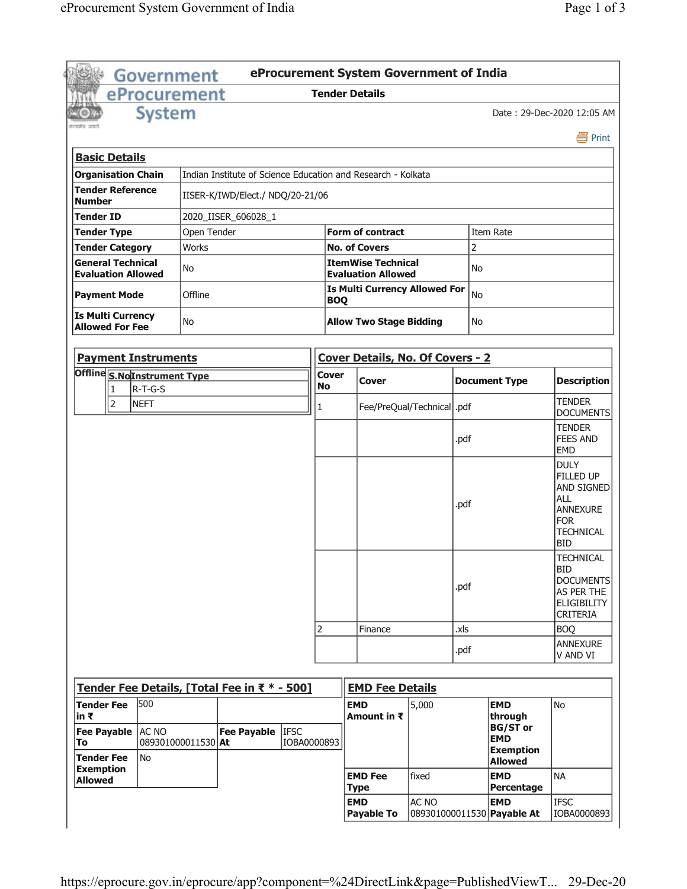# eProcurement System Government of India

## Tender Details

Date : 29-Dec-2020 12:05 AM

Print

### Basic Details

| | | | |
|---|---|---|---|
| **Organisation Chain** | Indian Institute of Science Education and Research - Kolkata | | |
| **Tender Reference Number** | IISER-K/IWD/Elect./ NDQ/20-21/06 | | |
| **Tender ID** | 2020_IISER_606028_1 | | |
| **Tender Type** | Open Tender | **Form of contract** | Item Rate |
| **Tender Category** | Works | **No. of Covers** | 2 |
| **General Technical Evaluation Allowed** | No | **ItemWise Technical Evaluation Allowed** | No |
| **Payment Mode** | Offline | **Is Multi Currency Allowed For BOQ** | No |
| **Is Multi Currency Allowed For Fee** | No | **Allow Two Stage Bidding** | No |

### Payment Instruments

| Offline | S.No | Instrument Type |
|---|---|---|
| | 1 | R-T-G-S |
| | 2 | NEFT |

### Cover Details, No. Of Covers - 2

| Cover No | Cover | Document Type | Description |
|---|---|---|---|
| 1 | Fee/PreQual/Technical | .pdf | TENDER DOCUMENTS |
| | | .pdf | TENDER FEES AND EMD |
| | | .pdf | DULY FILLED UP AND SIGNED ALL ANNEXURE FOR TECHNICAL BID |
| | | .pdf | TECHNICAL BID DOCUMENTS AS PER THE ELIGIBILITY CRITERIA |
| 2 | Finance | .xls | BOQ |
| | | .pdf | ANNEXURE V AND VI |

### Tender Fee Details, [Total Fee in ₹ * - 500]

| | | | |
|---|---|---|---|
| **Tender Fee in ₹** | 500 | | |
| **Fee Payable To** | AC NO 089301000011530 | **Fee Payable At** | IFSC IOBA0000893 |
| **Tender Fee Exemption Allowed** | No | | |

### EMD Fee Details

| | | | |
|---|---|---|---|
| **EMD Amount in ₹** | 5,000 | **EMD through BG/ST or EMD Exemption Allowed** | No |
| **EMD Fee Type** | fixed | **EMD Percentage** | NA |
| **EMD Payable To** | AC NO 089301000011530 | **EMD Payable At** | IFSC IOBA0000893 |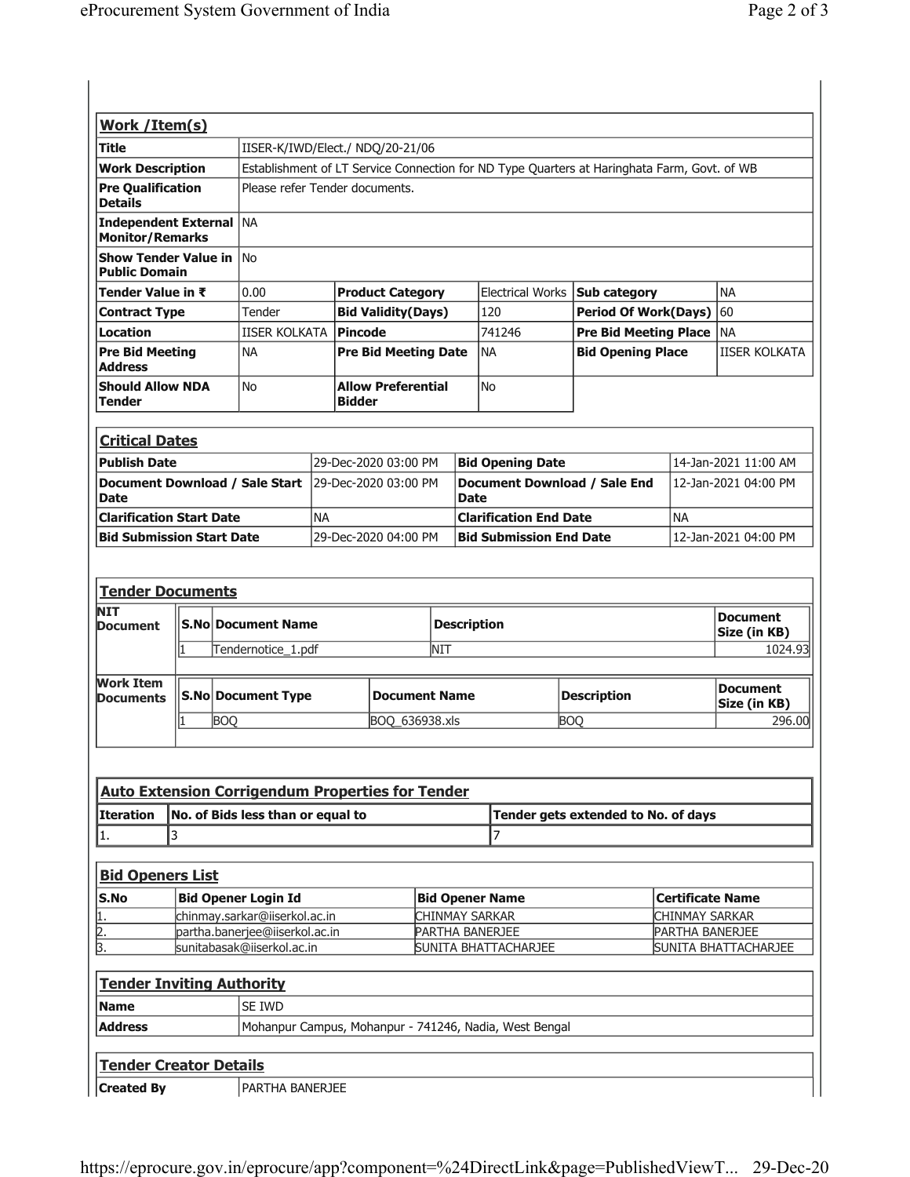## Work /Item(s)

| Title | IISER-K/IWD/Elect./ NDQ/20-21/06 | | | | |
|---|---|---|---|---|---|
| **Work Description** | Establishment of LT Service Connection for ND Type Quarters at Haringhata Farm, Govt. of WB | | | | |
| **Pre Qualification Details** | Please refer Tender documents. | | | | |
| **Independent External Monitor/Remarks** | NA | | | | |
| **Show Tender Value in Public Domain** | No | | | | |
| **Tender Value in ₹** | 0.00 | **Product Category** | Electrical Works | **Sub category** | NA |
| **Contract Type** | Tender | **Bid Validity(Days)** | 120 | **Period Of Work(Days)** | 60 |
| **Location** | IISER KOLKATA | **Pincode** | 741246 | **Pre Bid Meeting Place** | NA |
| **Pre Bid Meeting Address** | NA | **Pre Bid Meeting Date** | NA | **Bid Opening Place** | IISER KOLKATA |
| **Should Allow NDA Tender** | No | **Allow Preferential Bidder** | No | | |

## Critical Dates

| Publish Date | 29-Dec-2020 03:00 PM | Bid Opening Date | 14-Jan-2021 11:00 AM |
|---|---|---|---|
| **Document Download / Sale Start Date** | 29-Dec-2020 03:00 PM | **Document Download / Sale End Date** | 12-Jan-2021 04:00 PM |
| **Clarification Start Date** | NA | **Clarification End Date** | NA |
| **Bid Submission Start Date** | 29-Dec-2020 04:00 PM | **Bid Submission End Date** | 12-Jan-2021 04:00 PM |

## Tender Documents

**NIT Document**

| S.No | Document Name | Description | Document Size (in KB) |
|---|---|---|---|
| 1 | Tendernotice_1.pdf | NIT | 1024.93 |

**Work Item Documents**

| S.No | Document Type | Document Name | Description | Document Size (in KB) |
|---|---|---|---|---|
| 1 | BOQ | BOQ_636938.xls | BOQ | 296.00 |

## Auto Extension Corrigendum Properties for Tender

| Iteration | No. of Bids less than or equal to | Tender gets extended to No. of days |
|---|---|---|
| 1. | 3 | 7 |

## Bid Openers List

| S.No | Bid Opener Login Id | Bid Opener Name | Certificate Name |
|---|---|---|---|
| 1. | chinmay.sarkar@iiserkol.ac.in | CHINMAY SARKAR | CHINMAY SARKAR |
| 2. | partha.banerjee@iiserkol.ac.in | PARTHA BANERJEE | PARTHA BANERJEE |
| 3. | sunitabasak@iiserkol.ac.in | SUNITA BHATTACHARJEE | SUNITA BHATTACHARJEE |

## Tender Inviting Authority

| Name | SE IWD |
|---|---|
| **Address** | Mohanpur Campus, Mohanpur - 741246, Nadia, West Bengal |

## Tender Creator Details

| Created By | PARTHA BANERJEE |
|---|---|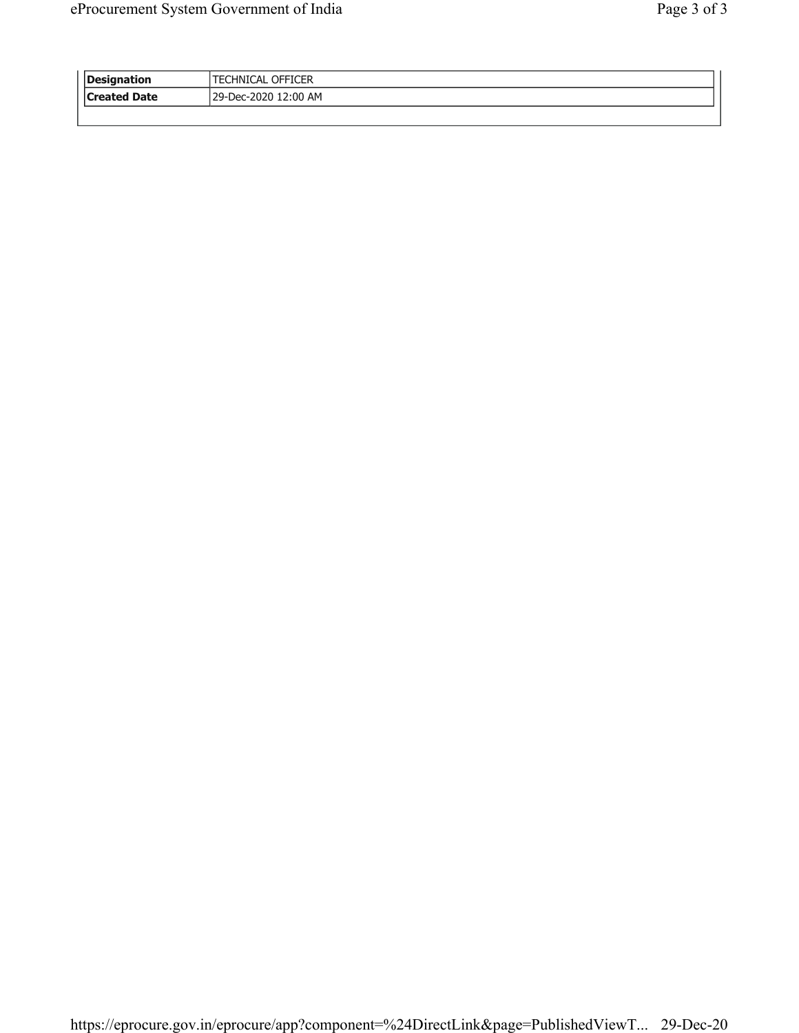| | |
|---|---|
| **Designation** | TECHNICAL OFFICER |
| **Created Date** | 29-Dec-2020 12:00 AM |